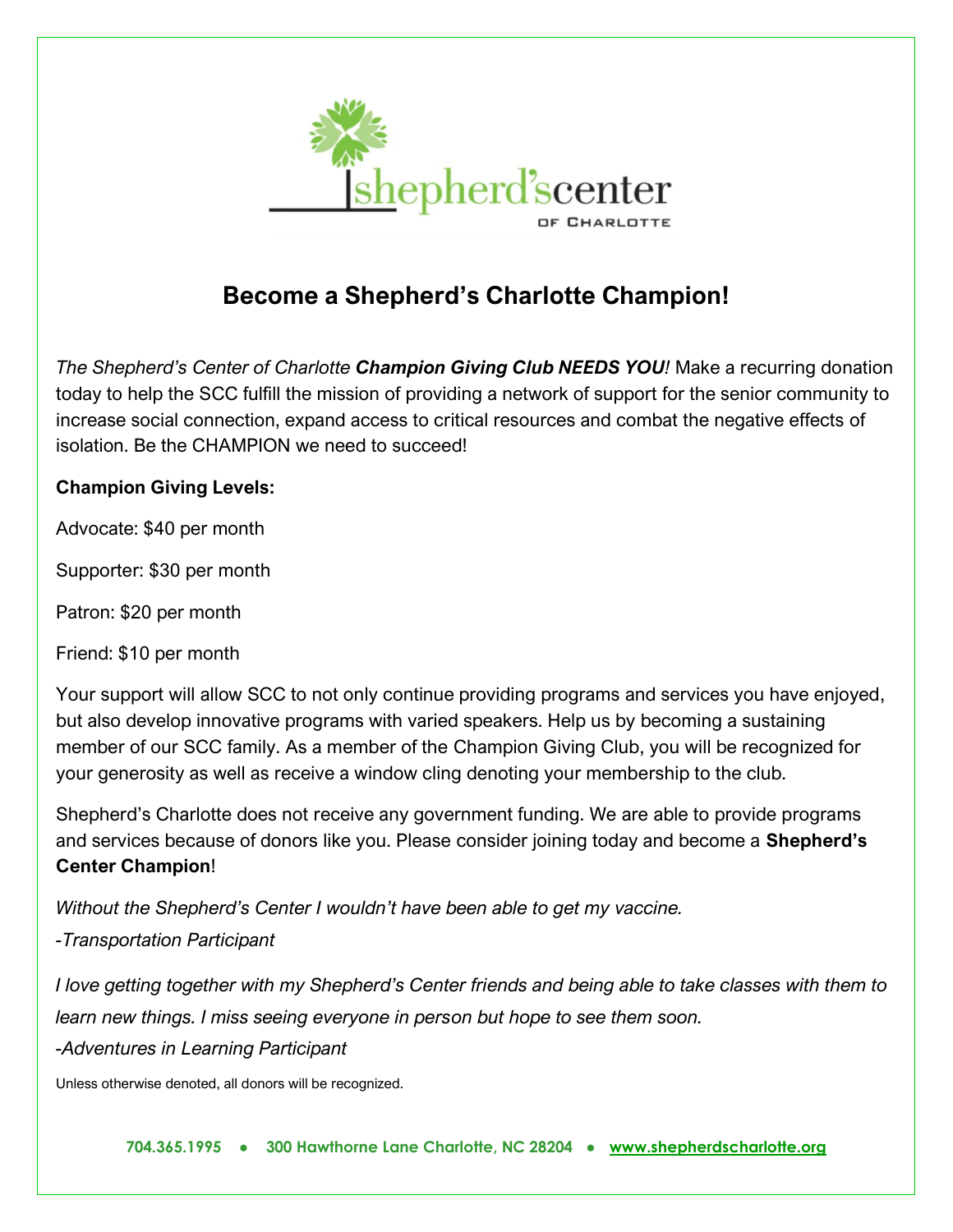# Become a Shepherd's Charlotte Champion!

*The Shepherd's Center of Charlotte* ***Champion Giving Club NEEDS YOU****!* Make a recurring donation today to help the SCC fulfill the mission of providing a network of support for the senior community to increase social connection, expand access to critical resources and combat the negative effects of isolation. Be the CHAMPION we need to succeed!

**Champion Giving Levels:**

Advocate: $40 per month

Supporter: $30 per month

Patron: $20 per month

Friend: $10 per month

Your support will allow SCC to not only continue providing programs and services you have enjoyed, but also develop innovative programs with varied speakers. Help us by becoming a sustaining member of our SCC family. As a member of the Champion Giving Club, you will be recognized for your generosity as well as receive a window cling denoting your membership to the club.

Shepherd's Charlotte does not receive any government funding. We are able to provide programs and services because of donors like you. Please consider joining today and become a **Shepherd's Center Champion**!

*Without the Shepherd's Center I wouldn't have been able to get my vaccine.*

*-Transportation Participant*

*I love getting together with my Shepherd's Center friends and being able to take classes with them to learn new things. I miss seeing everyone in person but hope to see them soon.*

*-Adventures in Learning Participant*

Unless otherwise denoted, all donors will be recognized.

**704.365.1995 • 300 Hawthorne Lane Charlotte, NC 28204 • www.shepherdscharlotte.org**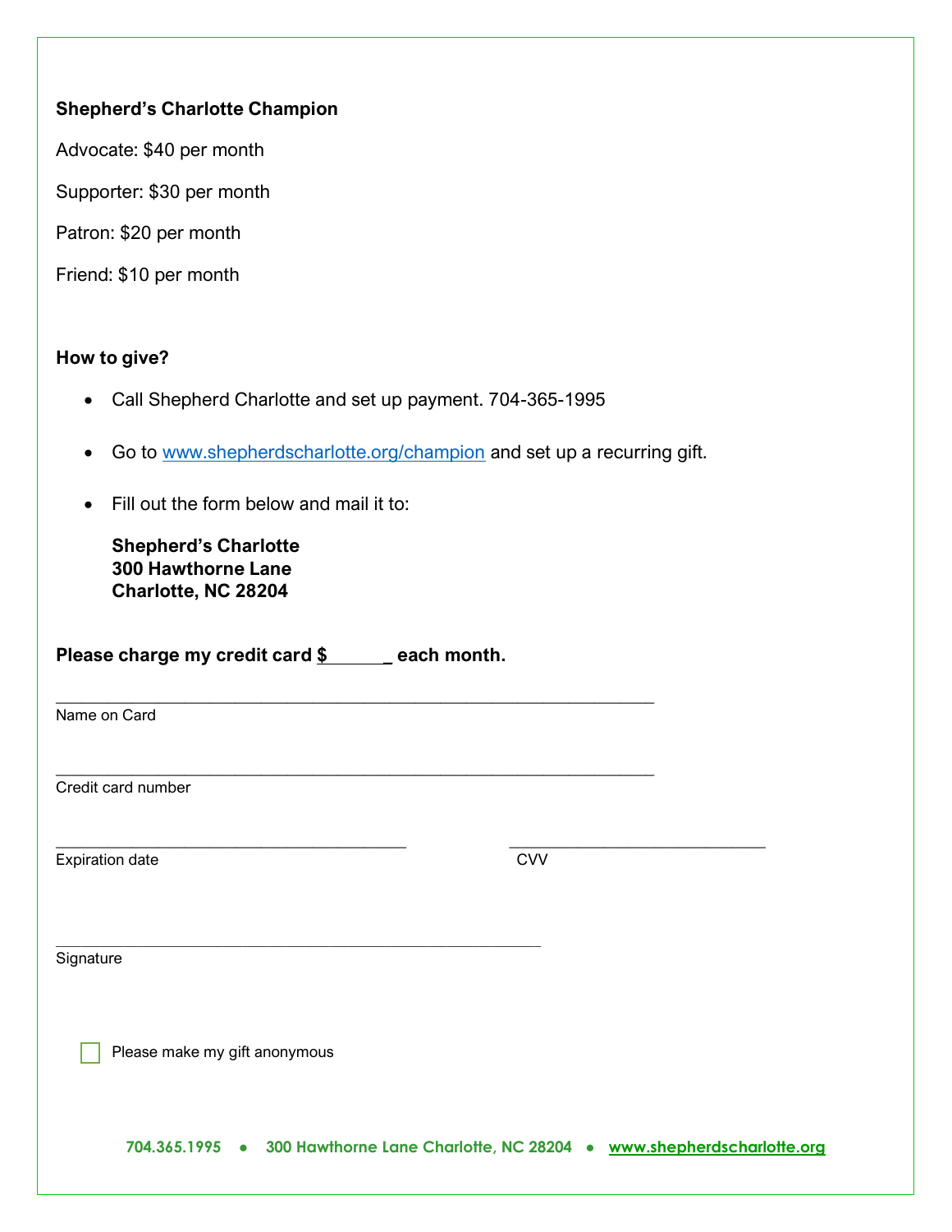**Shepherd's Charlotte Champion**

Advocate: $40 per month

Supporter: $30 per month

Patron: $20 per month

Friend: $10 per month

**How to give?**

- Call Shepherd Charlotte and set up payment. 704-365-1995
- Go to www.shepherdscharlotte.org/champion and set up a recurring gift.
- Fill out the form below and mail it to:

  **Shepherd's Charlotte**
  **300 Hawthorne Lane**
  **Charlotte, NC 28204**

**Please charge my credit card $\_\_\_\_\_\_ each month.**

\_\_\_\_\_\_\_\_\_\_\_\_\_\_\_\_\_\_\_\_\_\_\_\_\_\_\_\_\_\_\_\_\_\_\_\_\_\_\_\_\_\_\_\_\_\_\_\_\_\_\_\_\_\_\_\_
Name on Card

\_\_\_\_\_\_\_\_\_\_\_\_\_\_\_\_\_\_\_\_\_\_\_\_\_\_\_\_\_\_\_\_\_\_\_\_\_\_\_\_\_\_\_\_\_\_\_\_\_\_\_\_\_\_\_\_
Credit card number

\_\_\_\_\_\_\_\_\_\_\_\_\_\_\_\_\_\_\_\_\_\_\_\_\_\_\_\_\_\_\_\_\_\_ \_\_\_\_\_\_\_\_\_\_\_\_\_\_\_\_\_\_\_\_\_\_\_\_\_
Expiration date CVV

\_\_\_\_\_\_\_\_\_\_\_\_\_\_\_\_\_\_\_\_\_\_\_\_\_\_\_\_\_\_\_\_\_\_\_\_\_\_\_\_\_\_\_\_\_\_\_\_
Signature

☐ Please make my gift anonymous

704.365.1995 • 300 Hawthorne Lane Charlotte, NC 28204 • www.shepherdscharlotte.org